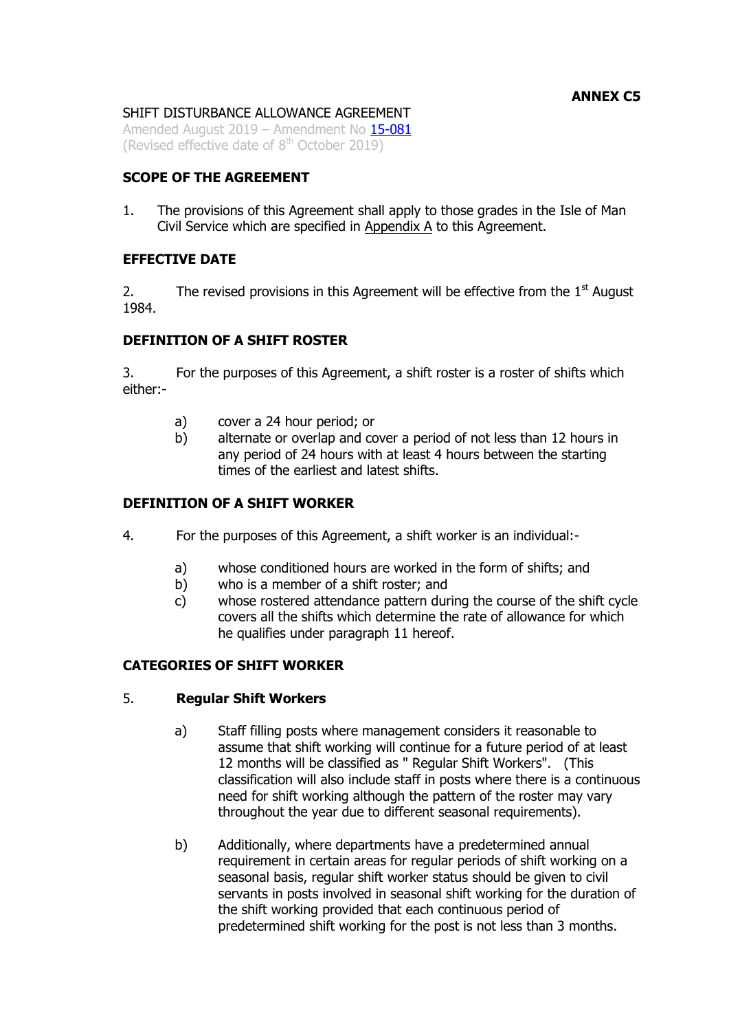**ANNEX C5**

SHIFT DISTURBANCE ALLOWANCE AGREEMENT
Amended August 2019 – Amendment No 15-081
(Revised effective date of 8th October 2019)

**SCOPE OF THE AGREEMENT**

1. The provisions of this Agreement shall apply to those grades in the Isle of Man Civil Service which are specified in Appendix A to this Agreement.

**EFFECTIVE DATE**

2. The revised provisions in this Agreement will be effective from the 1st August 1984.

**DEFINITION OF A SHIFT ROSTER**

3. For the purposes of this Agreement, a shift roster is a roster of shifts which either:-

   a) cover a 24 hour period; or
   b) alternate or overlap and cover a period of not less than 12 hours in any period of 24 hours with at least 4 hours between the starting times of the earliest and latest shifts.

**DEFINITION OF A SHIFT WORKER**

4. For the purposes of this Agreement, a shift worker is an individual:-

   a) whose conditioned hours are worked in the form of shifts; and
   b) who is a member of a shift roster; and
   c) whose rostered attendance pattern during the course of the shift cycle covers all the shifts which determine the rate of allowance for which he qualifies under paragraph 11 hereof.

**CATEGORIES OF SHIFT WORKER**

5. **Regular Shift Workers**

   a) Staff filling posts where management considers it reasonable to assume that shift working will continue for a future period of at least 12 months will be classified as " Regular Shift Workers". (This classification will also include staff in posts where there is a continuous need for shift working although the pattern of the roster may vary throughout the year due to different seasonal requirements).

   b) Additionally, where departments have a predetermined annual requirement in certain areas for regular periods of shift working on a seasonal basis, regular shift worker status should be given to civil servants in posts involved in seasonal shift working for the duration of the shift working provided that each continuous period of predetermined shift working for the post is not less than 3 months.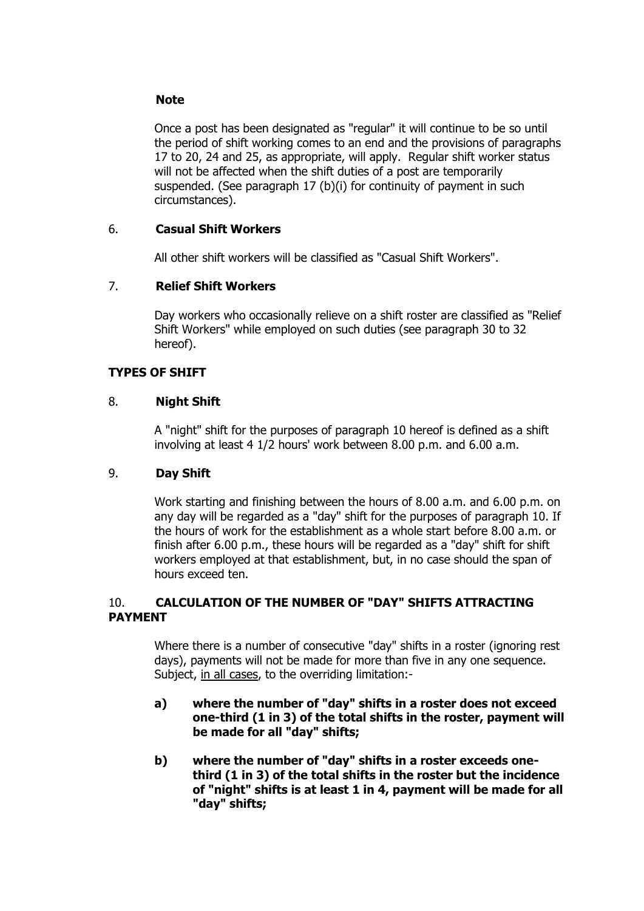**Note**

Once a post has been designated as "regular" it will continue to be so until the period of shift working comes to an end and the provisions of paragraphs 17 to 20, 24 and 25, as appropriate, will apply. Regular shift worker status will not be affected when the shift duties of a post are temporarily suspended. (See paragraph 17 (b)(i) for continuity of payment in such circumstances).

6. **Casual Shift Workers**

All other shift workers will be classified as "Casual Shift Workers".

7. **Relief Shift Workers**

Day workers who occasionally relieve on a shift roster are classified as "Relief Shift Workers" while employed on such duties (see paragraph 30 to 32 hereof).

**TYPES OF SHIFT**

8. **Night Shift**

A "night" shift for the purposes of paragraph 10 hereof is defined as a shift involving at least 4 1/2 hours' work between 8.00 p.m. and 6.00 a.m.

9. **Day Shift**

Work starting and finishing between the hours of 8.00 a.m. and 6.00 p.m. on any day will be regarded as a "day" shift for the purposes of paragraph 10. If the hours of work for the establishment as a whole start before 8.00 a.m. or finish after 6.00 p.m., these hours will be regarded as a "day" shift for shift workers employed at that establishment, but, in no case should the span of hours exceed ten.

10. **CALCULATION OF THE NUMBER OF "DAY" SHIFTS ATTRACTING PAYMENT**

Where there is a number of consecutive "day" shifts in a roster (ignoring rest days), payments will not be made for more than five in any one sequence. Subject, <u>in all cases</u>, to the overriding limitation:-

**a) where the number of "day" shifts in a roster does not exceed one-third (1 in 3) of the total shifts in the roster, payment will be made for all "day" shifts;**

**b) where the number of "day" shifts in a roster exceeds one-third (1 in 3) of the total shifts in the roster but the incidence of "night" shifts is at least 1 in 4, payment will be made for all "day" shifts;**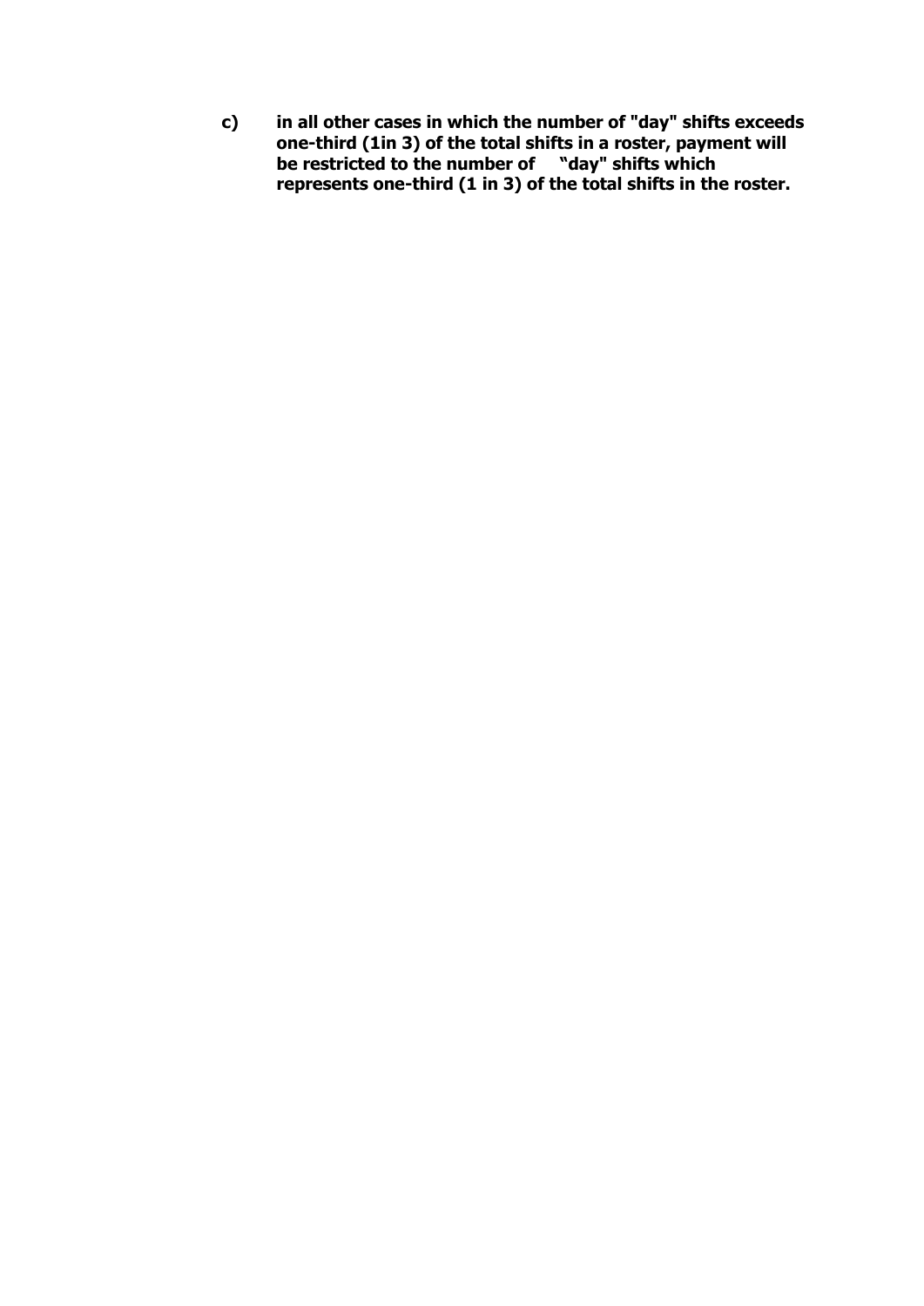**c)** **in all other cases in which the number of "day" shifts exceeds one-third (1in 3) of the total shifts in a roster, payment will be restricted to the number of "day" shifts which represents one-third (1 in 3) of the total shifts in the roster.**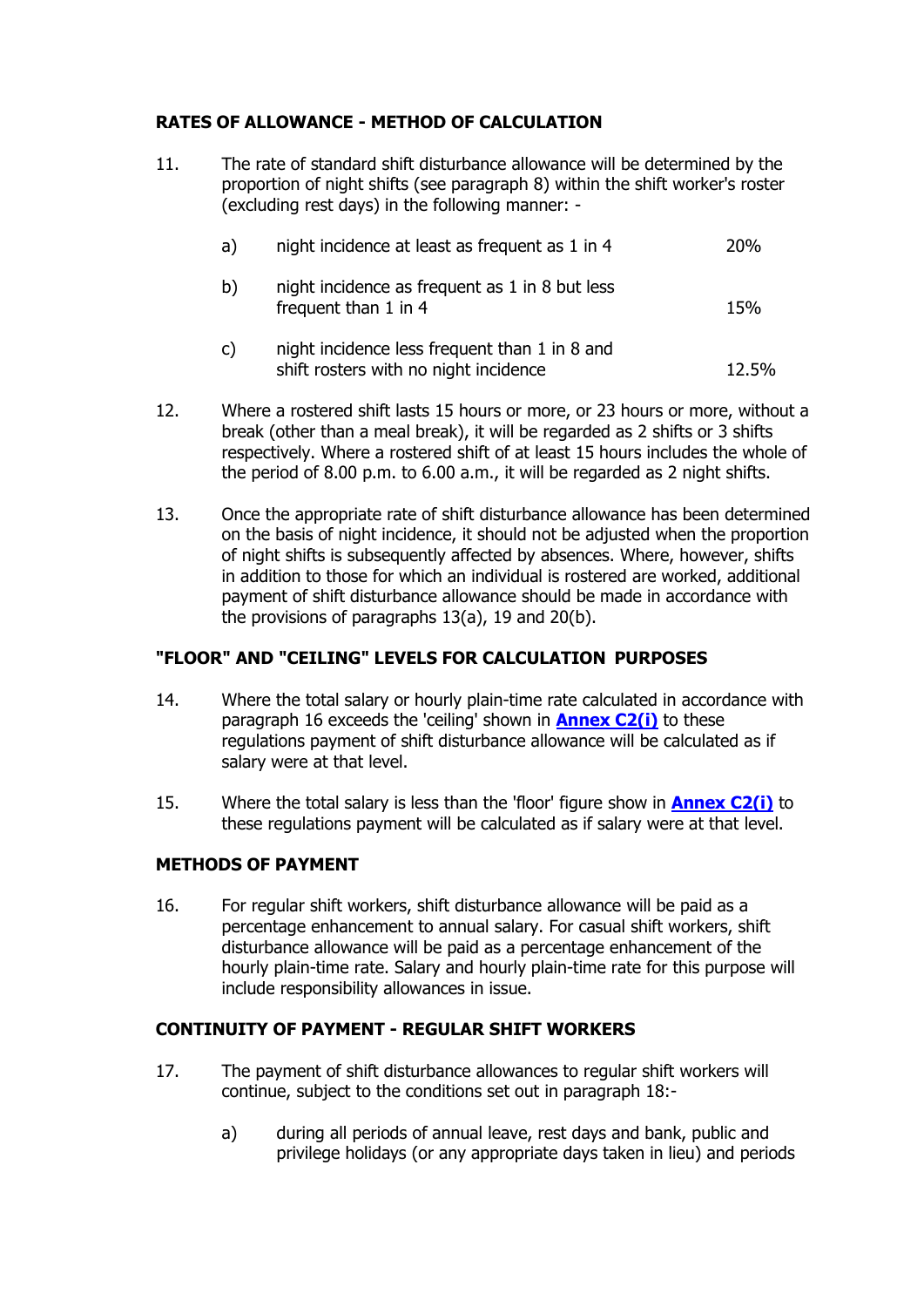**RATES OF ALLOWANCE - METHOD OF CALCULATION**

11. The rate of standard shift disturbance allowance will be determined by the proportion of night shifts (see paragraph 8) within the shift worker's roster (excluding rest days) in the following manner: -

| | | |
|---|---|---|
| a) | night incidence at least as frequent as 1 in 4 | 20% |
| b) | night incidence as frequent as 1 in 8 but less frequent than 1 in 4 | 15% |
| c) | night incidence less frequent than 1 in 8 and shift rosters with no night incidence | 12.5% |

12. Where a rostered shift lasts 15 hours or more, or 23 hours or more, without a break (other than a meal break), it will be regarded as 2 shifts or 3 shifts respectively. Where a rostered shift of at least 15 hours includes the whole of the period of 8.00 p.m. to 6.00 a.m., it will be regarded as 2 night shifts.

13. Once the appropriate rate of shift disturbance allowance has been determined on the basis of night incidence, it should not be adjusted when the proportion of night shifts is subsequently affected by absences. Where, however, shifts in addition to those for which an individual is rostered are worked, additional payment of shift disturbance allowance should be made in accordance with the provisions of paragraphs 13(a), 19 and 20(b).

**"FLOOR" AND "CEILING" LEVELS FOR CALCULATION PURPOSES**

14. Where the total salary or hourly plain-time rate calculated in accordance with paragraph 16 exceeds the 'ceiling' shown in **Annex C2(i)** to these regulations payment of shift disturbance allowance will be calculated as if salary were at that level.

15. Where the total salary is less than the 'floor' figure show in **Annex C2(i)** to these regulations payment will be calculated as if salary were at that level.

**METHODS OF PAYMENT**

16. For regular shift workers, shift disturbance allowance will be paid as a percentage enhancement to annual salary. For casual shift workers, shift disturbance allowance will be paid as a percentage enhancement of the hourly plain-time rate. Salary and hourly plain-time rate for this purpose will include responsibility allowances in issue.

**CONTINUITY OF PAYMENT - REGULAR SHIFT WORKERS**

17. The payment of shift disturbance allowances to regular shift workers will continue, subject to the conditions set out in paragraph 18:-

    a) during all periods of annual leave, rest days and bank, public and privilege holidays (or any appropriate days taken in lieu) and periods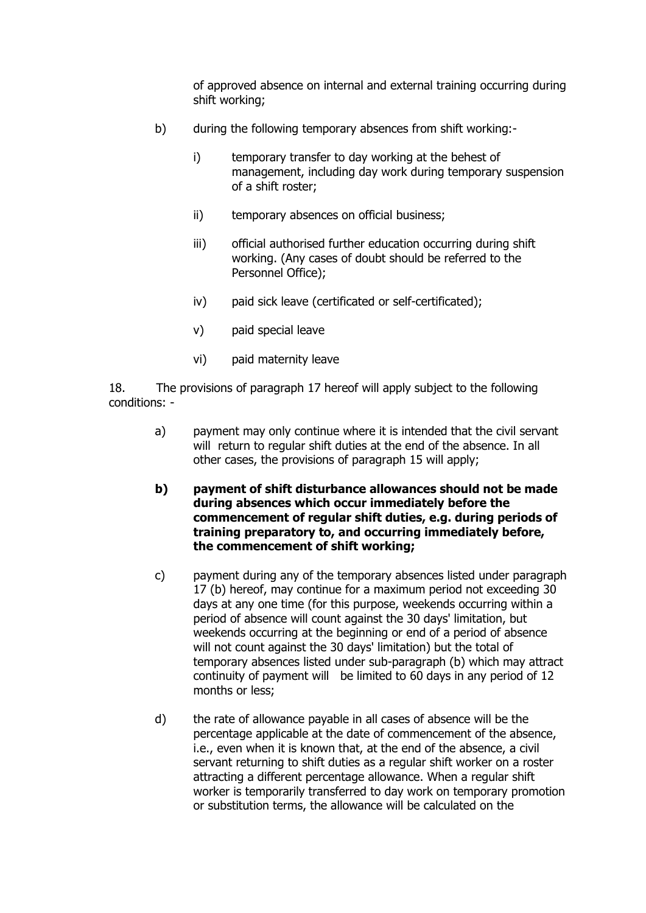of approved absence on internal and external training occurring during shift working;

b) during the following temporary absences from shift working:-

   i) temporary transfer to day working at the behest of management, including day work during temporary suspension of a shift roster;

   ii) temporary absences on official business;

   iii) official authorised further education occurring during shift working. (Any cases of doubt should be referred to the Personnel Office);

   iv) paid sick leave (certificated or self-certificated);

   v) paid special leave

   vi) paid maternity leave

18. The provisions of paragraph 17 hereof will apply subject to the following conditions: -

a) payment may only continue where it is intended that the civil servant will return to regular shift duties at the end of the absence. In all other cases, the provisions of paragraph 15 will apply;

**b) payment of shift disturbance allowances should not be made during absences which occur immediately before the commencement of regular shift duties, e.g. during periods of training preparatory to, and occurring immediately before, the commencement of shift working;**

c) payment during any of the temporary absences listed under paragraph 17 (b) hereof, may continue for a maximum period not exceeding 30 days at any one time (for this purpose, weekends occurring within a period of absence will count against the 30 days' limitation, but weekends occurring at the beginning or end of a period of absence will not count against the 30 days' limitation) but the total of temporary absences listed under sub-paragraph (b) which may attract continuity of payment will be limited to 60 days in any period of 12 months or less;

d) the rate of allowance payable in all cases of absence will be the percentage applicable at the date of commencement of the absence, i.e., even when it is known that, at the end of the absence, a civil servant returning to shift duties as a regular shift worker on a roster attracting a different percentage allowance. When a regular shift worker is temporarily transferred to day work on temporary promotion or substitution terms, the allowance will be calculated on the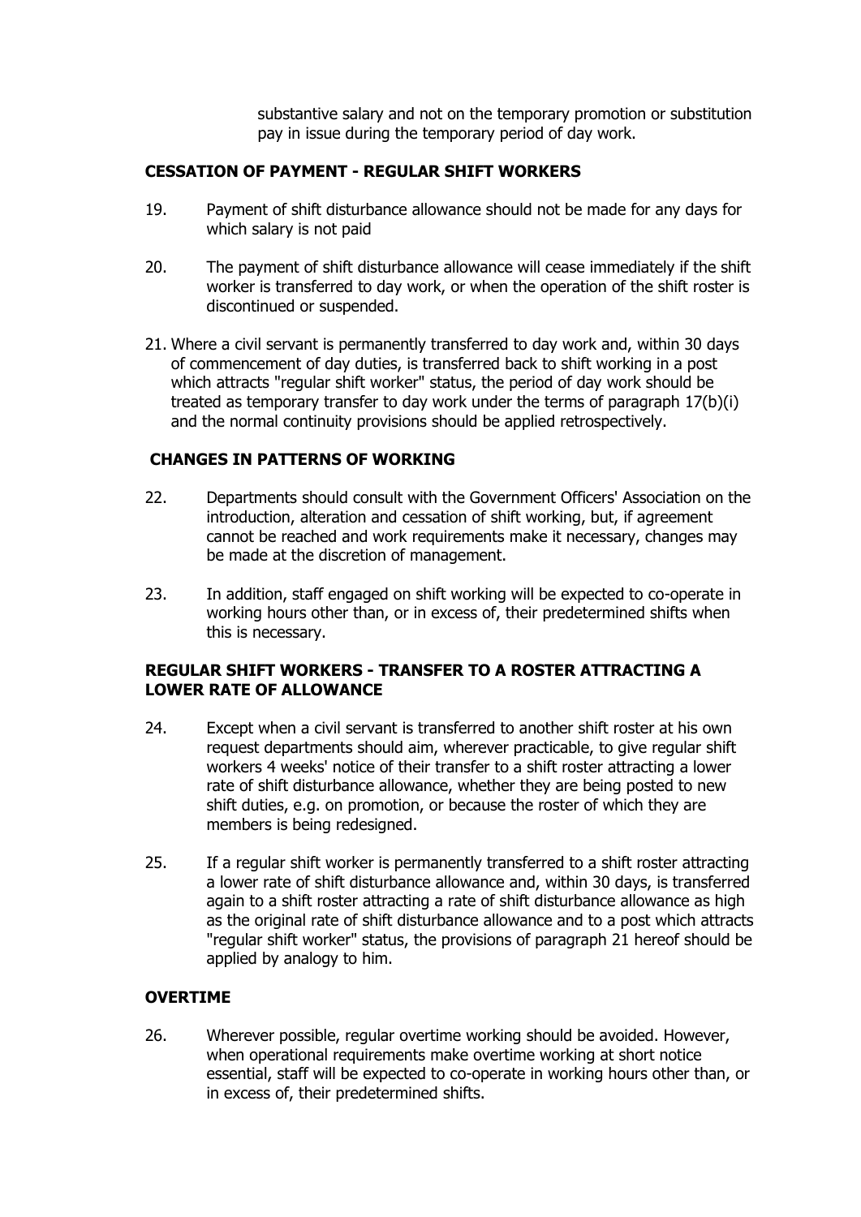substantive salary and not on the temporary promotion or substitution pay in issue during the temporary period of day work.

**CESSATION OF PAYMENT - REGULAR SHIFT WORKERS**

19. Payment of shift disturbance allowance should not be made for any days for which salary is not paid

20. The payment of shift disturbance allowance will cease immediately if the shift worker is transferred to day work, or when the operation of the shift roster is discontinued or suspended.

21. Where a civil servant is permanently transferred to day work and, within 30 days of commencement of day duties, is transferred back to shift working in a post which attracts "regular shift worker" status, the period of day work should be treated as temporary transfer to day work under the terms of paragraph 17(b)(i) and the normal continuity provisions should be applied retrospectively.

**CHANGES IN PATTERNS OF WORKING**

22. Departments should consult with the Government Officers' Association on the introduction, alteration and cessation of shift working, but, if agreement cannot be reached and work requirements make it necessary, changes may be made at the discretion of management.

23. In addition, staff engaged on shift working will be expected to co-operate in working hours other than, or in excess of, their predetermined shifts when this is necessary.

**REGULAR SHIFT WORKERS - TRANSFER TO A ROSTER ATTRACTING A LOWER RATE OF ALLOWANCE**

24. Except when a civil servant is transferred to another shift roster at his own request departments should aim, wherever practicable, to give regular shift workers 4 weeks' notice of their transfer to a shift roster attracting a lower rate of shift disturbance allowance, whether they are being posted to new shift duties, e.g. on promotion, or because the roster of which they are members is being redesigned.

25. If a regular shift worker is permanently transferred to a shift roster attracting a lower rate of shift disturbance allowance and, within 30 days, is transferred again to a shift roster attracting a rate of shift disturbance allowance as high as the original rate of shift disturbance allowance and to a post which attracts "regular shift worker" status, the provisions of paragraph 21 hereof should be applied by analogy to him.

**OVERTIME**

26. Wherever possible, regular overtime working should be avoided. However, when operational requirements make overtime working at short notice essential, staff will be expected to co-operate in working hours other than, or in excess of, their predetermined shifts.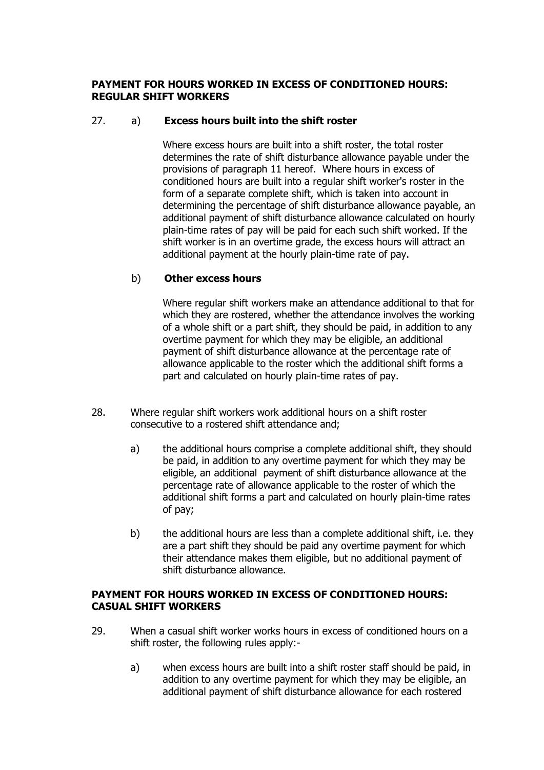## PAYMENT FOR HOURS WORKED IN EXCESS OF CONDITIONED HOURS: REGULAR SHIFT WORKERS

27. a) **Excess hours built into the shift roster**

    Where excess hours are built into a shift roster, the total roster determines the rate of shift disturbance allowance payable under the provisions of paragraph 11 hereof. Where hours in excess of conditioned hours are built into a regular shift worker's roster in the form of a separate complete shift, which is taken into account in determining the percentage of shift disturbance allowance payable, an additional payment of shift disturbance allowance calculated on hourly plain-time rates of pay will be paid for each such shift worked. If the shift worker is in an overtime grade, the excess hours will attract an additional payment at the hourly plain-time rate of pay.

    b) **Other excess hours**

    Where regular shift workers make an attendance additional to that for which they are rostered, whether the attendance involves the working of a whole shift or a part shift, they should be paid, in addition to any overtime payment for which they may be eligible, an additional payment of shift disturbance allowance at the percentage rate of allowance applicable to the roster which the additional shift forms a part and calculated on hourly plain-time rates of pay.

28. Where regular shift workers work additional hours on a shift roster consecutive to a rostered shift attendance and;

    a) the additional hours comprise a complete additional shift, they should be paid, in addition to any overtime payment for which they may be eligible, an additional payment of shift disturbance allowance at the percentage rate of allowance applicable to the roster of which the additional shift forms a part and calculated on hourly plain-time rates of pay;

    b) the additional hours are less than a complete additional shift, i.e. they are a part shift they should be paid any overtime payment for which their attendance makes them eligible, but no additional payment of shift disturbance allowance.

## PAYMENT FOR HOURS WORKED IN EXCESS OF CONDITIONED HOURS: CASUAL SHIFT WORKERS

29. When a casual shift worker works hours in excess of conditioned hours on a shift roster, the following rules apply:-

    a) when excess hours are built into a shift roster staff should be paid, in addition to any overtime payment for which they may be eligible, an additional payment of shift disturbance allowance for each rostered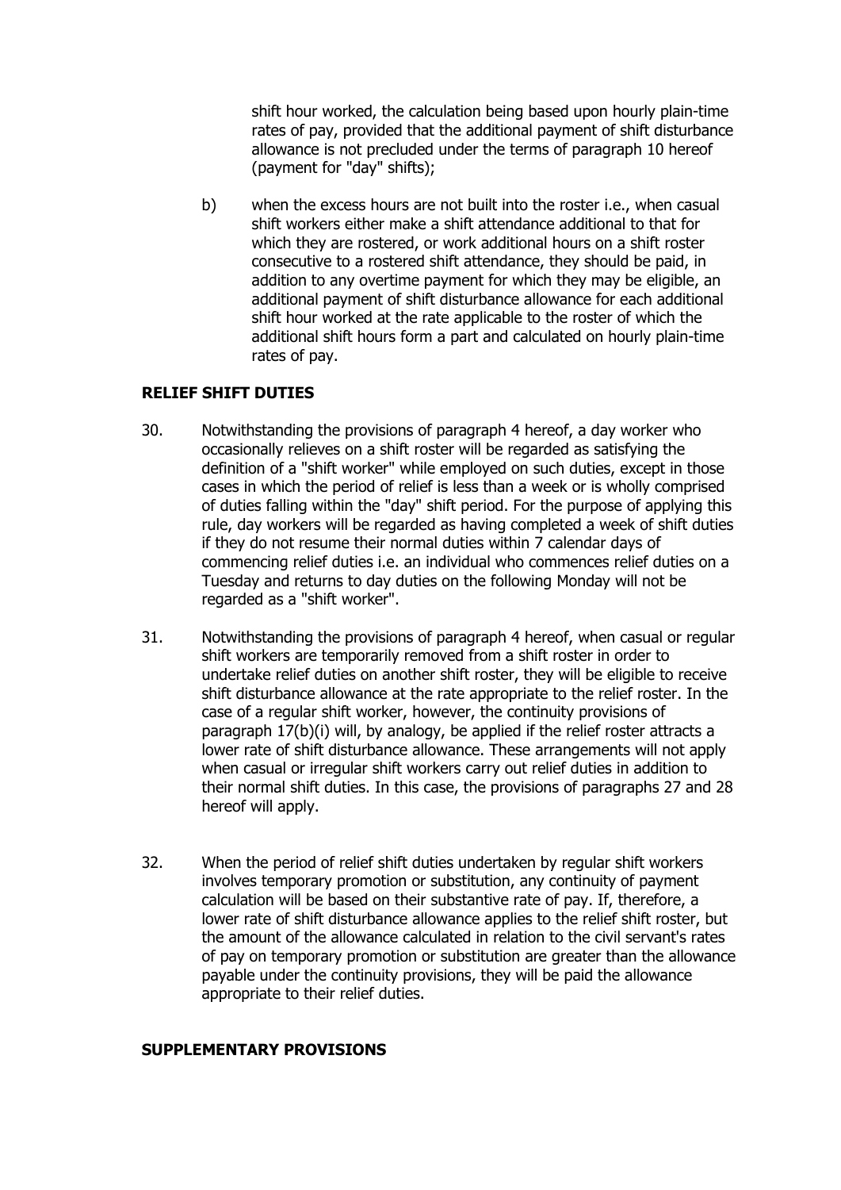shift hour worked, the calculation being based upon hourly plain-time rates of pay, provided that the additional payment of shift disturbance allowance is not precluded under the terms of paragraph 10 hereof (payment for "day" shifts);

b) when the excess hours are not built into the roster i.e., when casual shift workers either make a shift attendance additional to that for which they are rostered, or work additional hours on a shift roster consecutive to a rostered shift attendance, they should be paid, in addition to any overtime payment for which they may be eligible, an additional payment of shift disturbance allowance for each additional shift hour worked at the rate applicable to the roster of which the additional shift hours form a part and calculated on hourly plain-time rates of pay.

**RELIEF SHIFT DUTIES**

30. Notwithstanding the provisions of paragraph 4 hereof, a day worker who occasionally relieves on a shift roster will be regarded as satisfying the definition of a "shift worker" while employed on such duties, except in those cases in which the period of relief is less than a week or is wholly comprised of duties falling within the "day" shift period. For the purpose of applying this rule, day workers will be regarded as having completed a week of shift duties if they do not resume their normal duties within 7 calendar days of commencing relief duties i.e. an individual who commences relief duties on a Tuesday and returns to day duties on the following Monday will not be regarded as a "shift worker".

31. Notwithstanding the provisions of paragraph 4 hereof, when casual or regular shift workers are temporarily removed from a shift roster in order to undertake relief duties on another shift roster, they will be eligible to receive shift disturbance allowance at the rate appropriate to the relief roster. In the case of a regular shift worker, however, the continuity provisions of paragraph 17(b)(i) will, by analogy, be applied if the relief roster attracts a lower rate of shift disturbance allowance. These arrangements will not apply when casual or irregular shift workers carry out relief duties in addition to their normal shift duties. In this case, the provisions of paragraphs 27 and 28 hereof will apply.

32. When the period of relief shift duties undertaken by regular shift workers involves temporary promotion or substitution, any continuity of payment calculation will be based on their substantive rate of pay. If, therefore, a lower rate of shift disturbance allowance applies to the relief shift roster, but the amount of the allowance calculated in relation to the civil servant's rates of pay on temporary promotion or substitution are greater than the allowance payable under the continuity provisions, they will be paid the allowance appropriate to their relief duties.

**SUPPLEMENTARY PROVISIONS**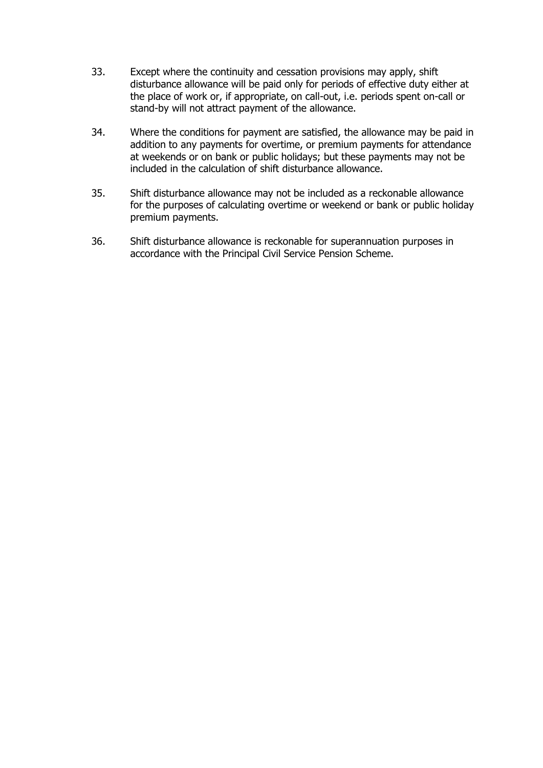33. Except where the continuity and cessation provisions may apply, shift disturbance allowance will be paid only for periods of effective duty either at the place of work or, if appropriate, on call-out, i.e. periods spent on-call or stand-by will not attract payment of the allowance.

34. Where the conditions for payment are satisfied, the allowance may be paid in addition to any payments for overtime, or premium payments for attendance at weekends or on bank or public holidays; but these payments may not be included in the calculation of shift disturbance allowance.

35. Shift disturbance allowance may not be included as a reckonable allowance for the purposes of calculating overtime or weekend or bank or public holiday premium payments.

36. Shift disturbance allowance is reckonable for superannuation purposes in accordance with the Principal Civil Service Pension Scheme.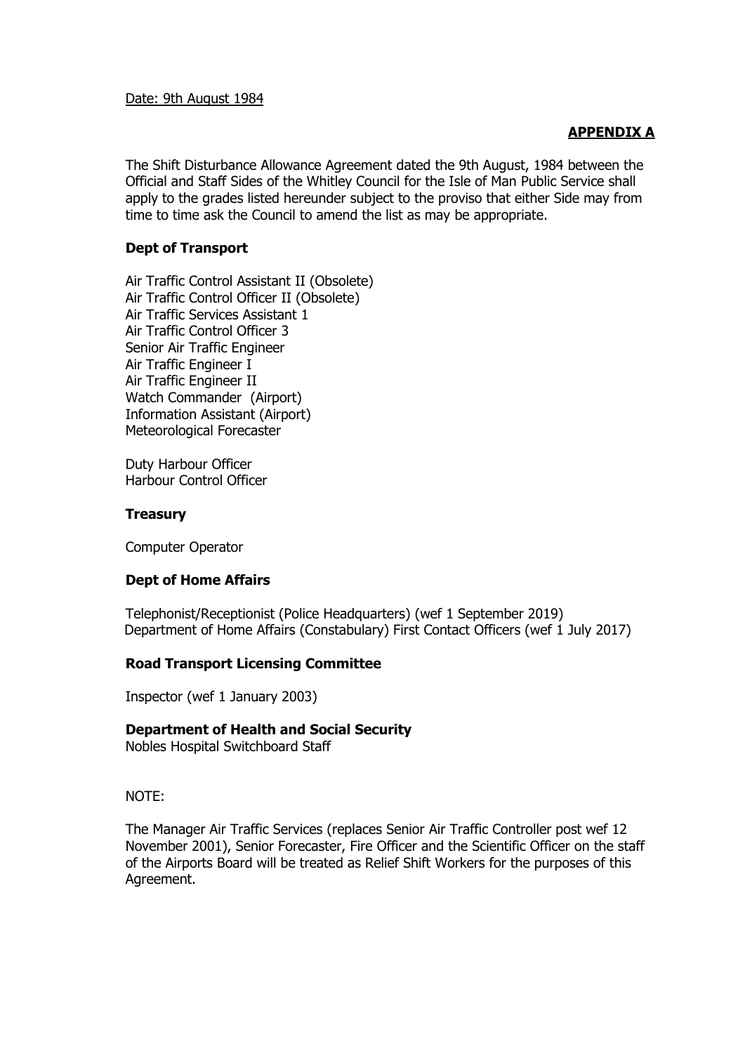Date: 9th August 1984

**APPENDIX A**

The Shift Disturbance Allowance Agreement dated the 9th August, 1984 between the Official and Staff Sides of the Whitley Council for the Isle of Man Public Service shall apply to the grades listed hereunder subject to the proviso that either Side may from time to time ask the Council to amend the list as may be appropriate.

**Dept of Transport**

Air Traffic Control Assistant II (Obsolete)
Air Traffic Control Officer II (Obsolete)
Air Traffic Services Assistant 1
Air Traffic Control Officer 3
Senior Air Traffic Engineer
Air Traffic Engineer I
Air Traffic Engineer II
Watch Commander (Airport)
Information Assistant (Airport)
Meteorological Forecaster

Duty Harbour Officer
Harbour Control Officer

**Treasury**

Computer Operator

**Dept of Home Affairs**

Telephonist/Receptionist (Police Headquarters) (wef 1 September 2019)
Department of Home Affairs (Constabulary) First Contact Officers (wef 1 July 2017)

**Road Transport Licensing Committee**

Inspector (wef 1 January 2003)

**Department of Health and Social Security**

Nobles Hospital Switchboard Staff

NOTE:

The Manager Air Traffic Services (replaces Senior Air Traffic Controller post wef 12 November 2001), Senior Forecaster, Fire Officer and the Scientific Officer on the staff of the Airports Board will be treated as Relief Shift Workers for the purposes of this Agreement.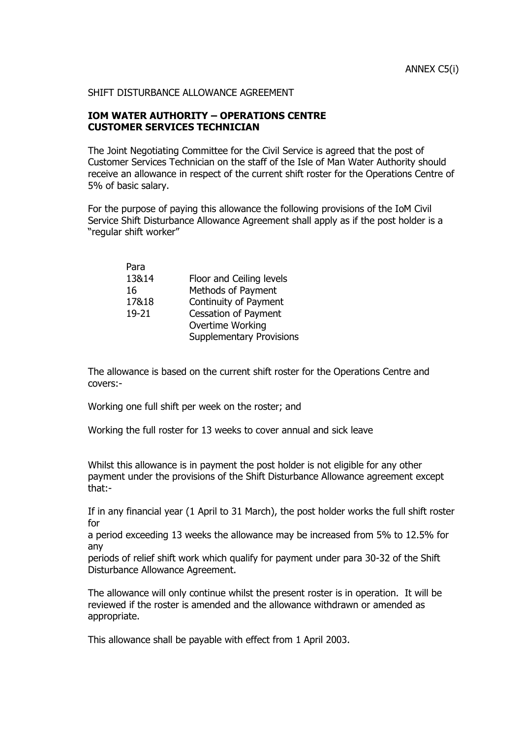ANNEX C5(i)

SHIFT DISTURBANCE ALLOWANCE AGREEMENT

**IOM WATER AUTHORITY – OPERATIONS CENTRE**
**CUSTOMER SERVICES TECHNICIAN**

The Joint Negotiating Committee for the Civil Service is agreed that the post of Customer Services Technician on the staff of the Isle of Man Water Authority should receive an allowance in respect of the current shift roster for the Operations Centre of 5% of basic salary.

For the purpose of paying this allowance the following provisions of the IoM Civil Service Shift Disturbance Allowance Agreement shall apply as if the post holder is a "regular shift worker"

| Para | |
|---|---|
| 13&14 | Floor and Ceiling levels |
| 16 | Methods of Payment |
| 17&18 | Continuity of Payment |
| 19-21 | Cessation of Payment |
| | Overtime Working |
| | Supplementary Provisions |

The allowance is based on the current shift roster for the Operations Centre and covers:-

Working one full shift per week on the roster; and

Working the full roster for 13 weeks to cover annual and sick leave

Whilst this allowance is in payment the post holder is not eligible for any other payment under the provisions of the Shift Disturbance Allowance agreement except that:-

If in any financial year (1 April to 31 March), the post holder works the full shift roster for a period exceeding 13 weeks the allowance may be increased from 5% to 12.5% for any periods of relief shift work which qualify for payment under para 30-32 of the Shift Disturbance Allowance Agreement.

The allowance will only continue whilst the present roster is in operation. It will be reviewed if the roster is amended and the allowance withdrawn or amended as appropriate.

This allowance shall be payable with effect from 1 April 2003.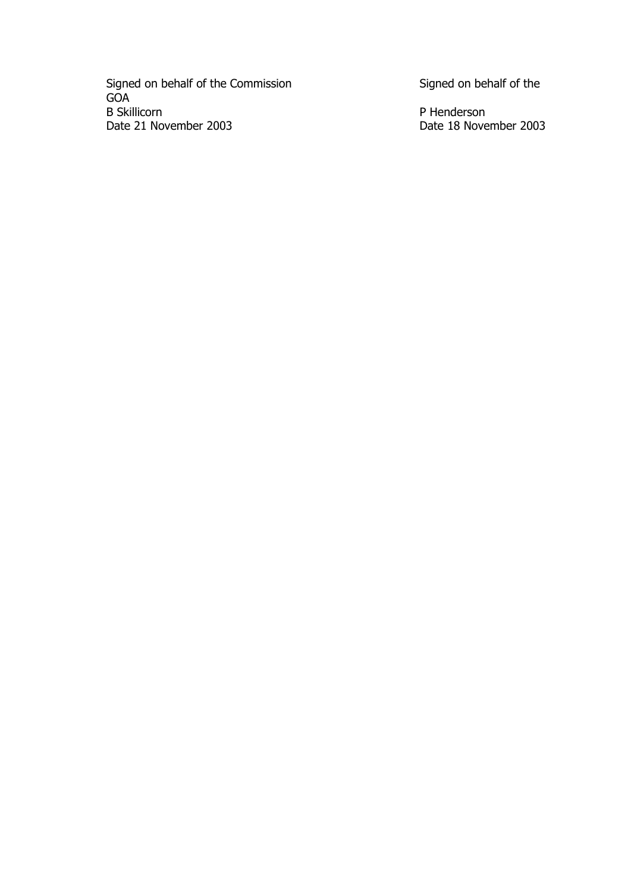| | |
|---|---|
| Signed on behalf of the Commission | Signed on behalf of the GOA |
| B Skillicorn | P Henderson |
| Date 21 November 2003 | Date 18 November 2003 |